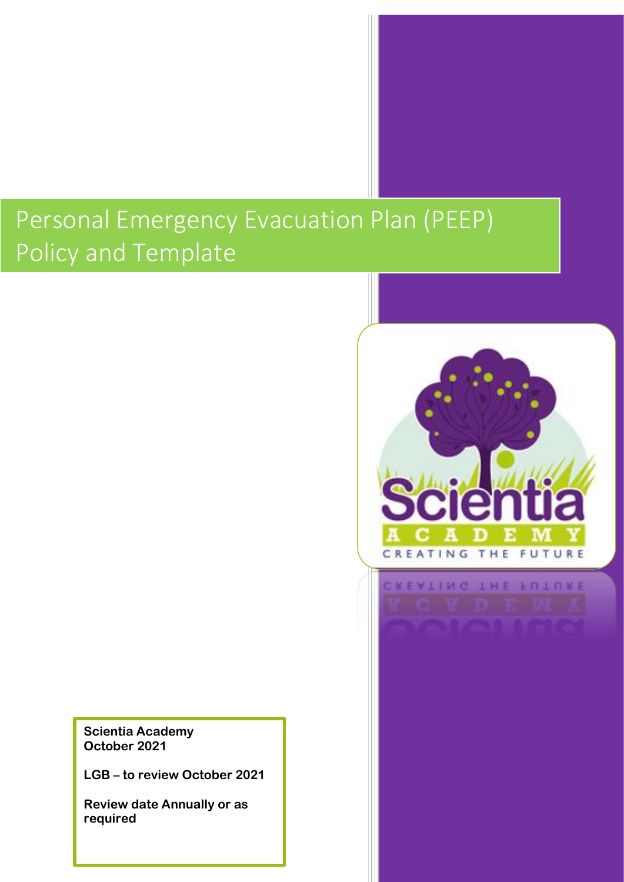# Personal Emergency Evacuation Plan (PEEP) Policy and Template

**Scientia Academy**
**October 2021**

**LGB – to review October 2021**

**Review date Annually or as required**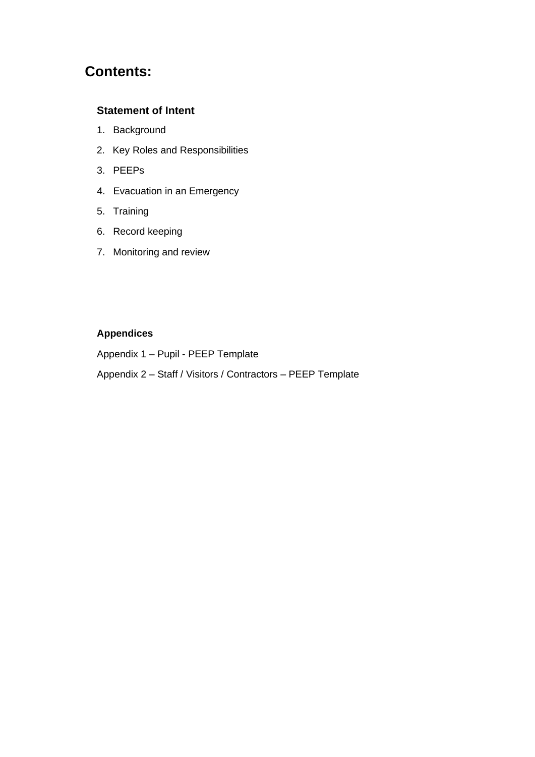## Contents:

**Statement of Intent**

1. Background
2. Key Roles and Responsibilities
3. PEEPs
4. Evacuation in an Emergency
5. Training
6. Record keeping
7. Monitoring and review

**Appendices**

Appendix 1 – Pupil - PEEP Template

Appendix 2 – Staff / Visitors / Contractors – PEEP Template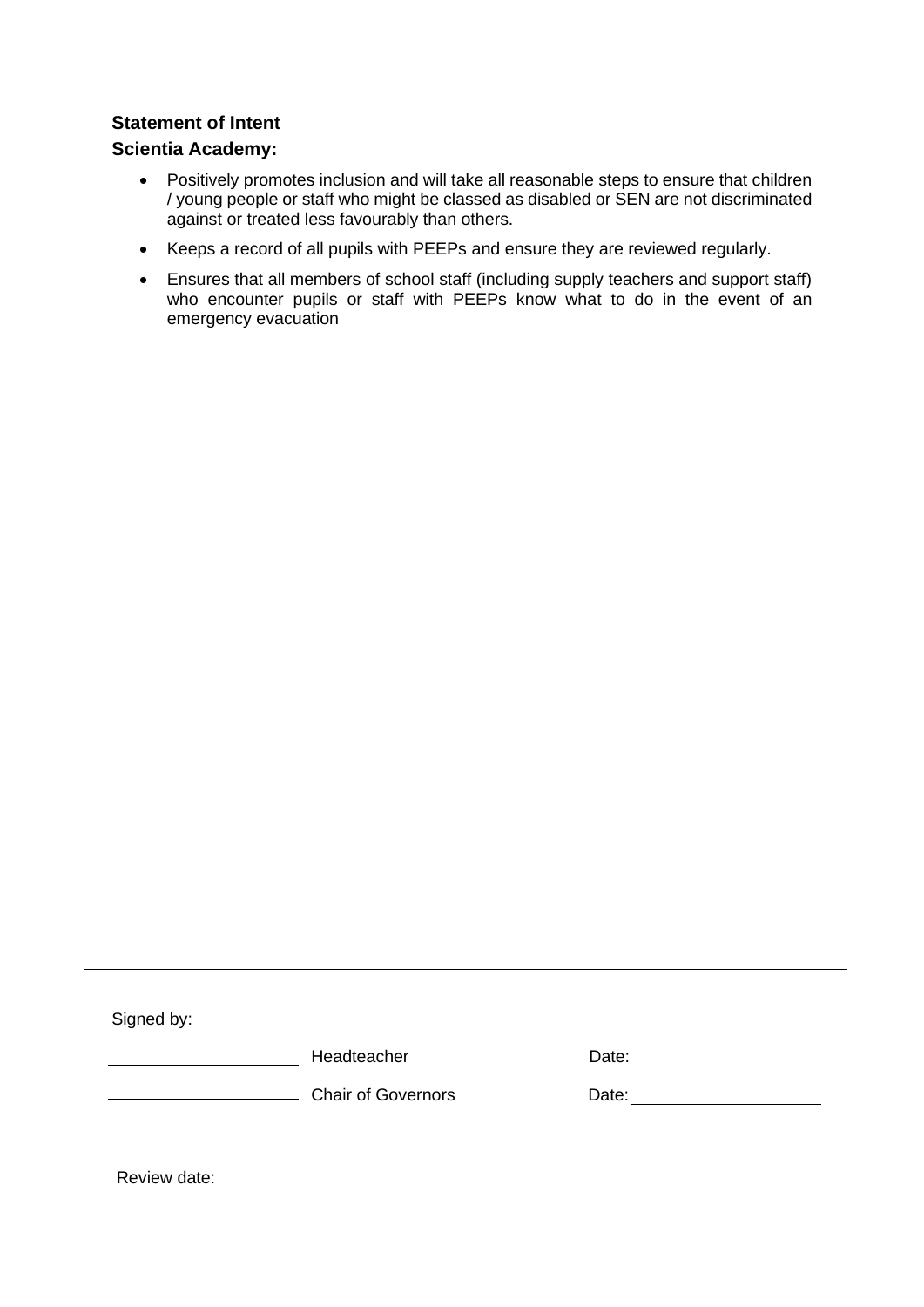**Statement of Intent**

**Scientia Academy:**

- Positively promotes inclusion and will take all reasonable steps to ensure that children / young people or staff who might be classed as disabled or SEN are not discriminated against or treated less favourably than others.
- Keeps a record of all pupils with PEEPs and ensure they are reviewed regularly.
- Ensures that all members of school staff (including supply teachers and support staff) who encounter pupils or staff with PEEPs know what to do in the event of an emergency evacuation

---

Signed by:

| | | |
|---|---|---|
| ____________________ | Headteacher | Date: ____________________ |
| ____________________ | Chair of Governors | Date: ____________________ |

Review date: ____________________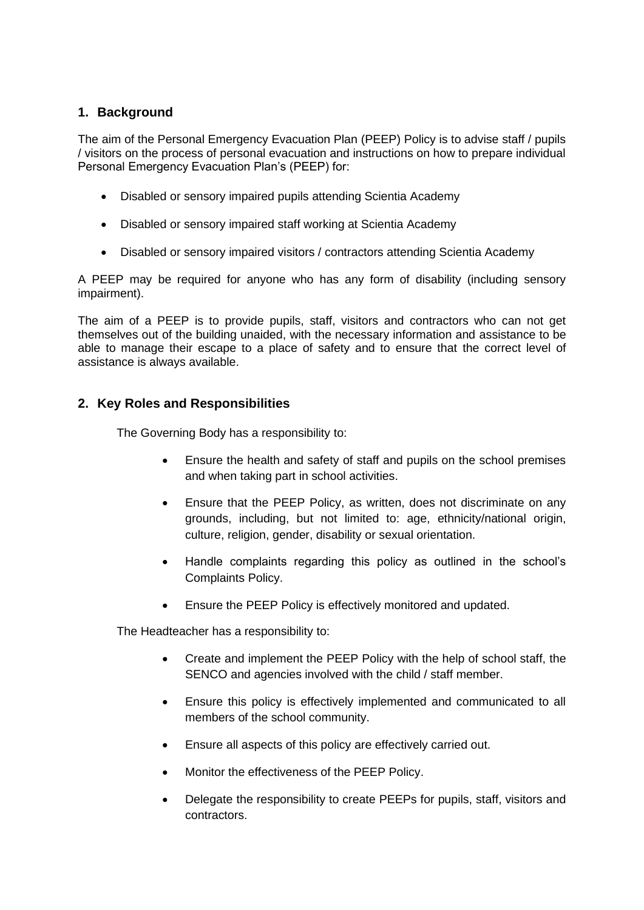## 1. Background

The aim of the Personal Emergency Evacuation Plan (PEEP) Policy is to advise staff / pupils / visitors on the process of personal evacuation and instructions on how to prepare individual Personal Emergency Evacuation Plan's (PEEP) for:

- Disabled or sensory impaired pupils attending Scientia Academy
- Disabled or sensory impaired staff working at Scientia Academy
- Disabled or sensory impaired visitors / contractors attending Scientia Academy

A PEEP may be required for anyone who has any form of disability (including sensory impairment).

The aim of a PEEP is to provide pupils, staff, visitors and contractors who can not get themselves out of the building unaided, with the necessary information and assistance to be able to manage their escape to a place of safety and to ensure that the correct level of assistance is always available.

## 2. Key Roles and Responsibilities

The Governing Body has a responsibility to:

- Ensure the health and safety of staff and pupils on the school premises and when taking part in school activities.
- Ensure that the PEEP Policy, as written, does not discriminate on any grounds, including, but not limited to: age, ethnicity/national origin, culture, religion, gender, disability or sexual orientation.
- Handle complaints regarding this policy as outlined in the school's Complaints Policy.
- Ensure the PEEP Policy is effectively monitored and updated.

The Headteacher has a responsibility to:

- Create and implement the PEEP Policy with the help of school staff, the SENCO and agencies involved with the child / staff member.
- Ensure this policy is effectively implemented and communicated to all members of the school community.
- Ensure all aspects of this policy are effectively carried out.
- Monitor the effectiveness of the PEEP Policy.
- Delegate the responsibility to create PEEPs for pupils, staff, visitors and contractors.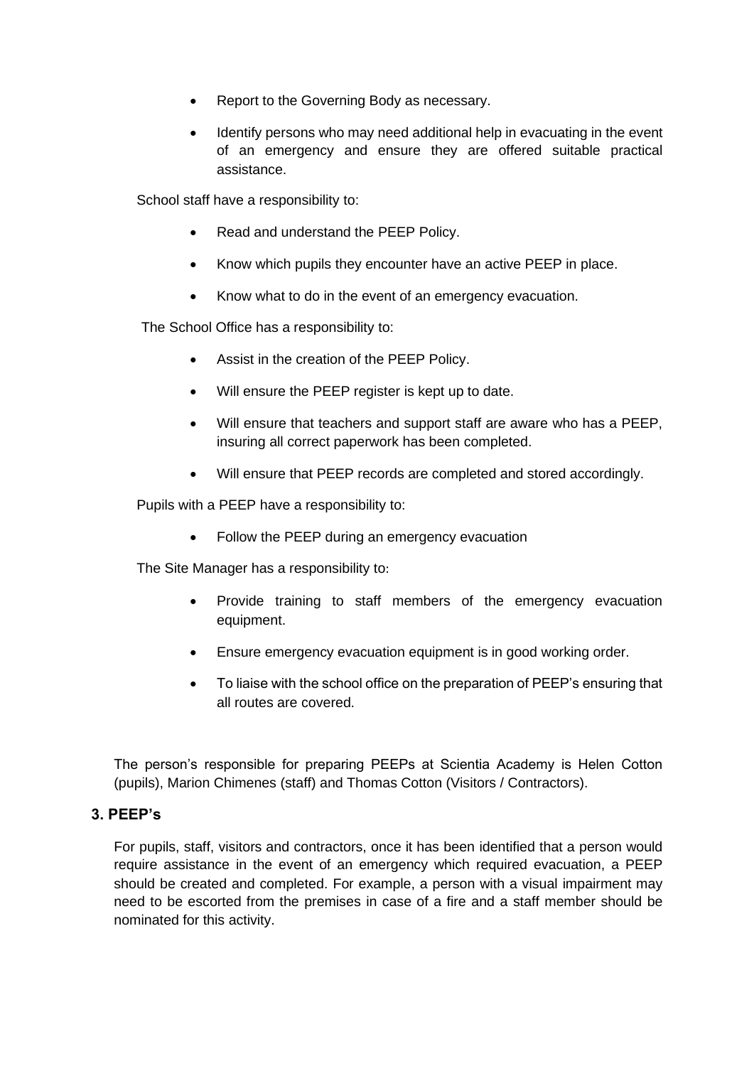- Report to the Governing Body as necessary.
- Identify persons who may need additional help in evacuating in the event of an emergency and ensure they are offered suitable practical assistance.

School staff have a responsibility to:

- Read and understand the PEEP Policy.
- Know which pupils they encounter have an active PEEP in place.
- Know what to do in the event of an emergency evacuation.

The School Office has a responsibility to:

- Assist in the creation of the PEEP Policy.
- Will ensure the PEEP register is kept up to date.
- Will ensure that teachers and support staff are aware who has a PEEP, insuring all correct paperwork has been completed.
- Will ensure that PEEP records are completed and stored accordingly.

Pupils with a PEEP have a responsibility to:

- Follow the PEEP during an emergency evacuation

The Site Manager has a responsibility to:

- Provide training to staff members of the emergency evacuation equipment.
- Ensure emergency evacuation equipment is in good working order.
- To liaise with the school office on the preparation of PEEP's ensuring that all routes are covered.

The person's responsible for preparing PEEPs at Scientia Academy is Helen Cotton (pupils), Marion Chimenes (staff) and Thomas Cotton (Visitors / Contractors).

## 3. PEEP's

For pupils, staff, visitors and contractors, once it has been identified that a person would require assistance in the event of an emergency which required evacuation, a PEEP should be created and completed. For example, a person with a visual impairment may need to be escorted from the premises in case of a fire and a staff member should be nominated for this activity.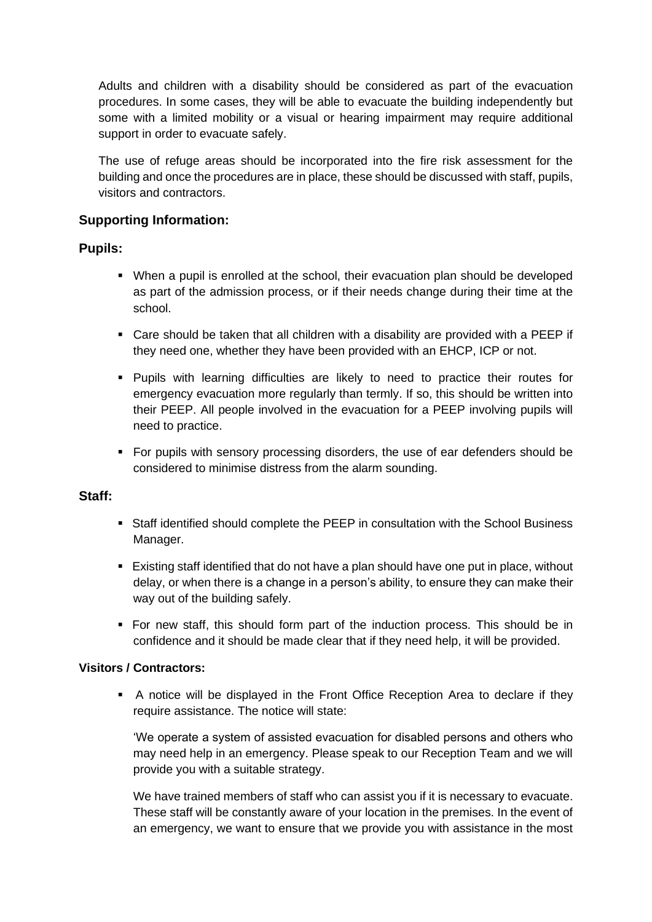Adults and children with a disability should be considered as part of the evacuation procedures. In some cases, they will be able to evacuate the building independently but some with a limited mobility or a visual or hearing impairment may require additional support in order to evacuate safely.

The use of refuge areas should be incorporated into the fire risk assessment for the building and once the procedures are in place, these should be discussed with staff, pupils, visitors and contractors.

### Supporting Information:

### Pupils:

- When a pupil is enrolled at the school, their evacuation plan should be developed as part of the admission process, or if their needs change during their time at the school.
- Care should be taken that all children with a disability are provided with a PEEP if they need one, whether they have been provided with an EHCP, ICP or not.
- Pupils with learning difficulties are likely to need to practice their routes for emergency evacuation more regularly than termly. If so, this should be written into their PEEP. All people involved in the evacuation for a PEEP involving pupils will need to practice.
- For pupils with sensory processing disorders, the use of ear defenders should be considered to minimise distress from the alarm sounding.

### Staff:

- Staff identified should complete the PEEP in consultation with the School Business Manager.
- Existing staff identified that do not have a plan should have one put in place, without delay, or when there is a change in a person's ability, to ensure they can make their way out of the building safely.
- For new staff, this should form part of the induction process. This should be in confidence and it should be made clear that if they need help, it will be provided.

**Visitors / Contractors:**

- A notice will be displayed in the Front Office Reception Area to declare if they require assistance. The notice will state:

  'We operate a system of assisted evacuation for disabled persons and others who may need help in an emergency. Please speak to our Reception Team and we will provide you with a suitable strategy.

  We have trained members of staff who can assist you if it is necessary to evacuate. These staff will be constantly aware of your location in the premises. In the event of an emergency, we want to ensure that we provide you with assistance in the most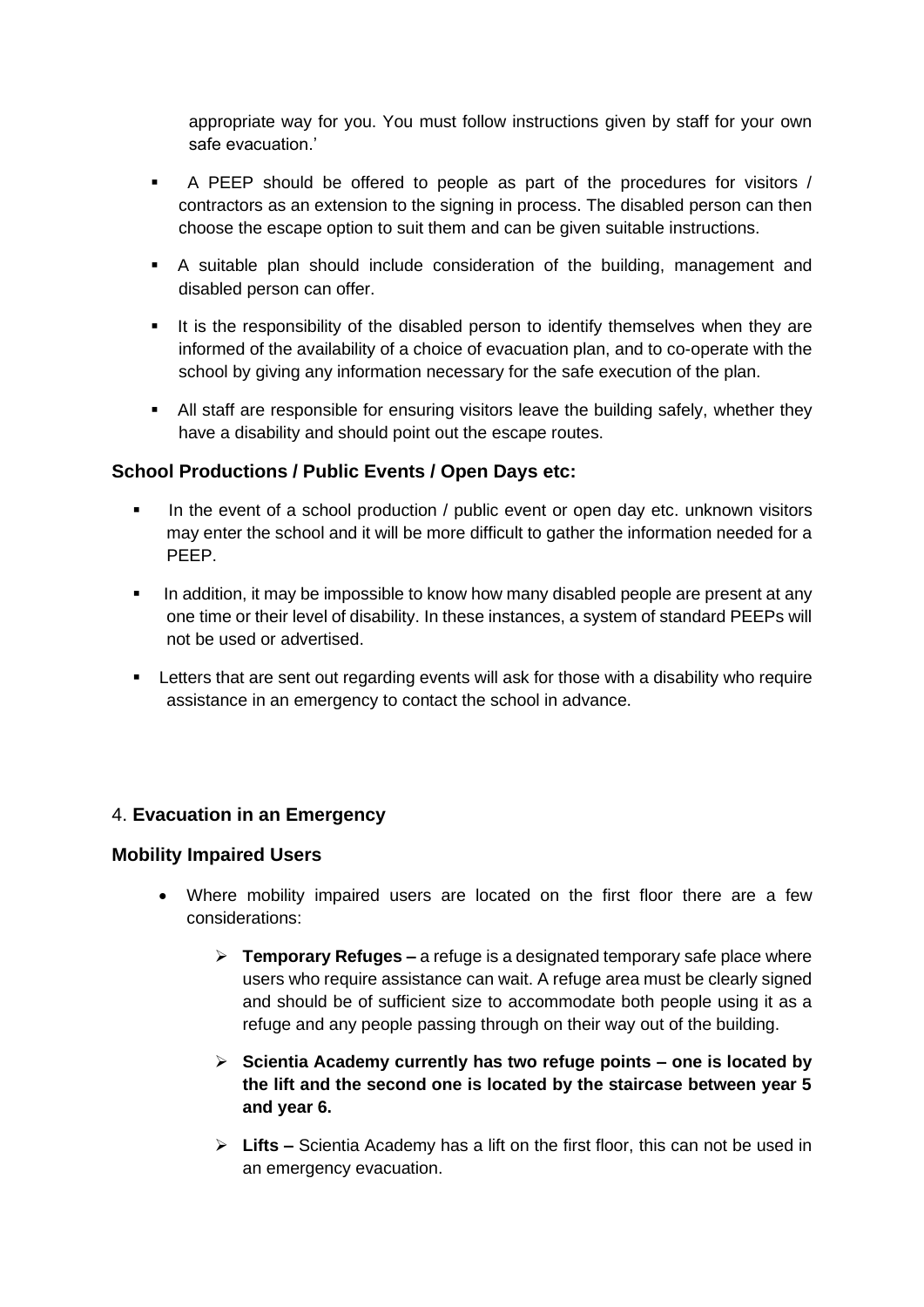appropriate way for you. You must follow instructions given by staff for your own safe evacuation.'

- A PEEP should be offered to people as part of the procedures for visitors / contractors as an extension to the signing in process. The disabled person can then choose the escape option to suit them and can be given suitable instructions.
- A suitable plan should include consideration of the building, management and disabled person can offer.
- It is the responsibility of the disabled person to identify themselves when they are informed of the availability of a choice of evacuation plan, and to co-operate with the school by giving any information necessary for the safe execution of the plan.
- All staff are responsible for ensuring visitors leave the building safely, whether they have a disability and should point out the escape routes.

### School Productions / Public Events / Open Days etc:

- In the event of a school production / public event or open day etc. unknown visitors may enter the school and it will be more difficult to gather the information needed for a PEEP.
- In addition, it may be impossible to know how many disabled people are present at any one time or their level of disability. In these instances, a system of standard PEEPs will not be used or advertised.
- Letters that are sent out regarding events will ask for those with a disability who require assistance in an emergency to contact the school in advance.

## 4. **Evacuation in an Emergency**

### Mobility Impaired Users

- Where mobility impaired users are located on the first floor there are a few considerations:
  - **Temporary Refuges –** a refuge is a designated temporary safe place where users who require assistance can wait. A refuge area must be clearly signed and should be of sufficient size to accommodate both people using it as a refuge and any people passing through on their way out of the building.
  - **Scientia Academy currently has two refuge points – one is located by the lift and the second one is located by the staircase between year 5 and year 6.**
  - **Lifts –** Scientia Academy has a lift on the first floor, this can not be used in an emergency evacuation.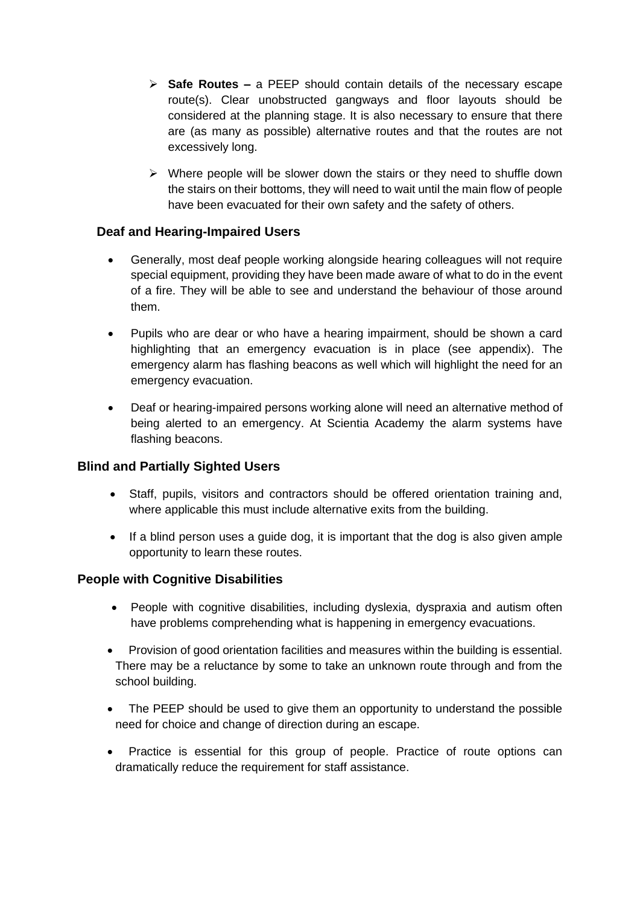- **Safe Routes –** a PEEP should contain details of the necessary escape route(s). Clear unobstructed gangways and floor layouts should be considered at the planning stage. It is also necessary to ensure that there are (as many as possible) alternative routes and that the routes are not excessively long.

- Where people will be slower down the stairs or they need to shuffle down the stairs on their bottoms, they will need to wait until the main flow of people have been evacuated for their own safety and the safety of others.

### Deaf and Hearing-Impaired Users

- Generally, most deaf people working alongside hearing colleagues will not require special equipment, providing they have been made aware of what to do in the event of a fire. They will be able to see and understand the behaviour of those around them.

- Pupils who are dear or who have a hearing impairment, should be shown a card highlighting that an emergency evacuation is in place (see appendix). The emergency alarm has flashing beacons as well which will highlight the need for an emergency evacuation.

- Deaf or hearing-impaired persons working alone will need an alternative method of being alerted to an emergency. At Scientia Academy the alarm systems have flashing beacons.

### Blind and Partially Sighted Users

- Staff, pupils, visitors and contractors should be offered orientation training and, where applicable this must include alternative exits from the building.

- If a blind person uses a guide dog, it is important that the dog is also given ample opportunity to learn these routes.

### People with Cognitive Disabilities

- People with cognitive disabilities, including dyslexia, dyspraxia and autism often have problems comprehending what is happening in emergency evacuations.

- Provision of good orientation facilities and measures within the building is essential. There may be a reluctance by some to take an unknown route through and from the school building.

- The PEEP should be used to give them an opportunity to understand the possible need for choice and change of direction during an escape.

- Practice is essential for this group of people. Practice of route options can dramatically reduce the requirement for staff assistance.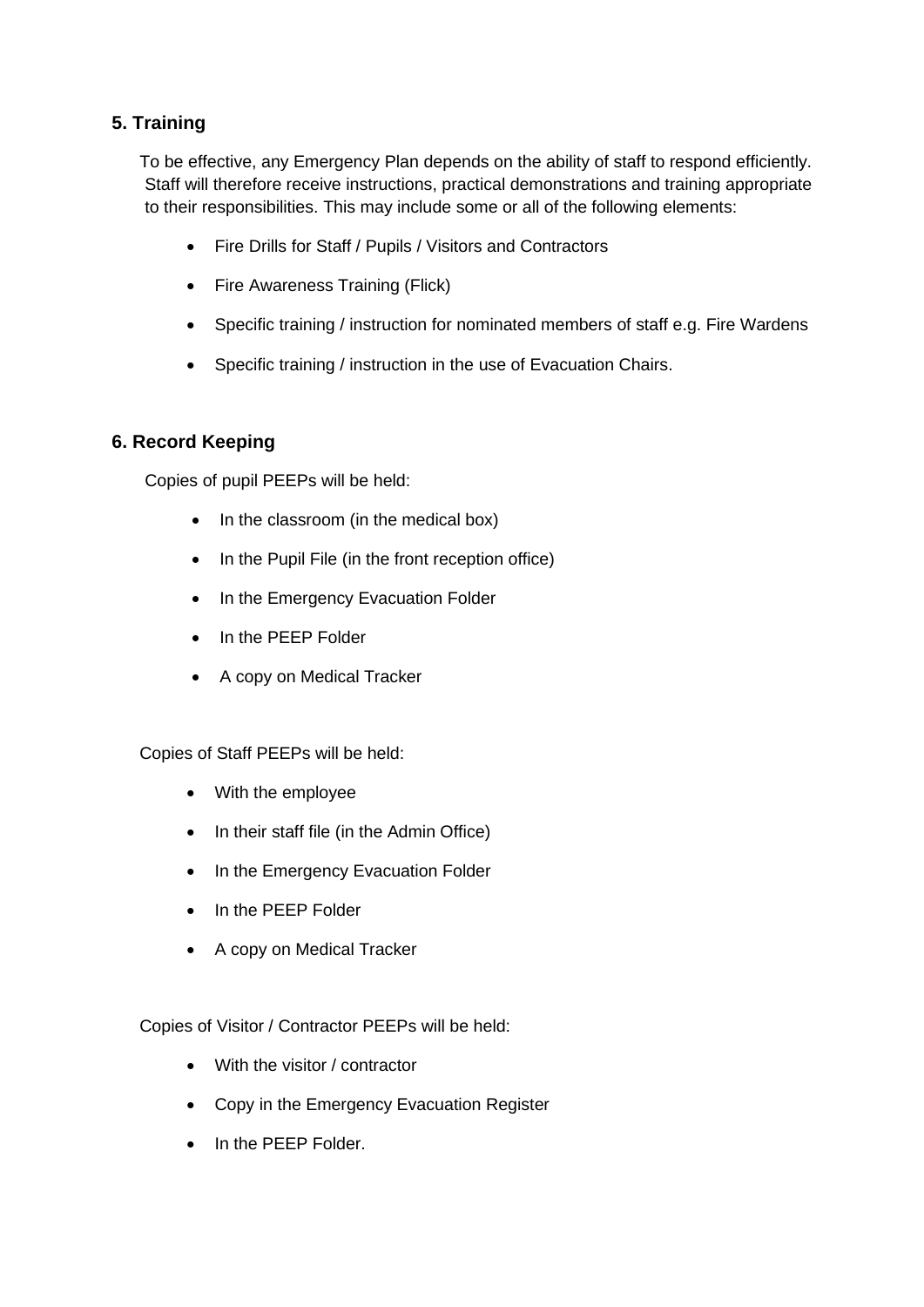## 5. Training

To be effective, any Emergency Plan depends on the ability of staff to respond efficiently. Staff will therefore receive instructions, practical demonstrations and training appropriate to their responsibilities. This may include some or all of the following elements:

- Fire Drills for Staff / Pupils / Visitors and Contractors
- Fire Awareness Training (Flick)
- Specific training / instruction for nominated members of staff e.g. Fire Wardens
- Specific training / instruction in the use of Evacuation Chairs.

## 6. Record Keeping

Copies of pupil PEEPs will be held:

- In the classroom (in the medical box)
- In the Pupil File (in the front reception office)
- In the Emergency Evacuation Folder
- In the PEEP Folder
- A copy on Medical Tracker

Copies of Staff PEEPs will be held:

- With the employee
- In their staff file (in the Admin Office)
- In the Emergency Evacuation Folder
- In the PEEP Folder
- A copy on Medical Tracker

Copies of Visitor / Contractor PEEPs will be held:

- With the visitor / contractor
- Copy in the Emergency Evacuation Register
- In the PEEP Folder.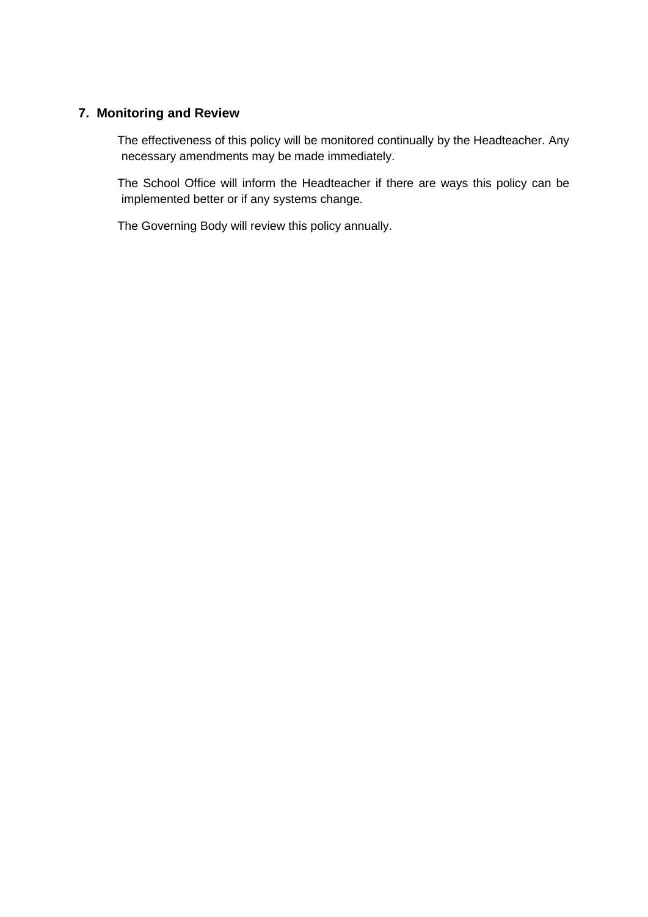## 7. Monitoring and Review

The effectiveness of this policy will be monitored continually by the Headteacher. Any necessary amendments may be made immediately.

The School Office will inform the Headteacher if there are ways this policy can be implemented better or if any systems change.

The Governing Body will review this policy annually.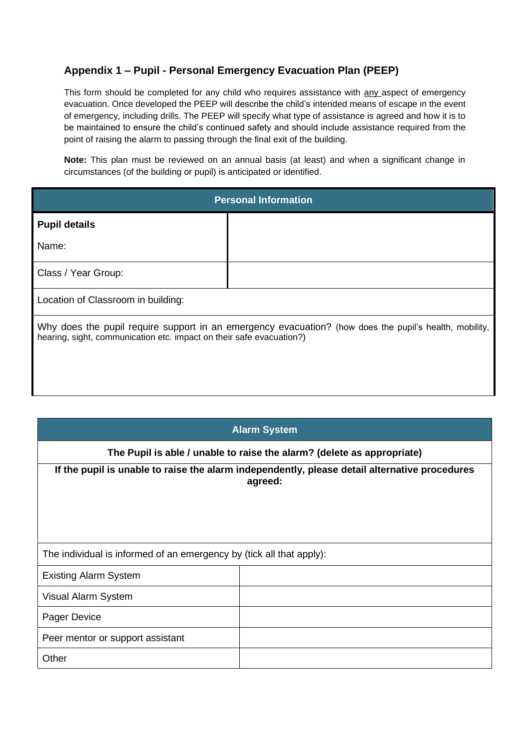### Appendix 1 – Pupil - Personal Emergency Evacuation Plan (PEEP)

This form should be completed for any child who requires assistance with any aspect of emergency evacuation. Once developed the PEEP will describe the child's intended means of escape in the event of emergency, including drills. The PEEP will specify what type of assistance is agreed and how it is to be maintained to ensure the child's continued safety and should include assistance required from the point of raising the alarm to passing through the final exit of the building.

**Note:** This plan must be reviewed on an annual basis (at least) and when a significant change in circumstances (of the building or pupil) is anticipated or identified.

| Personal Information | |
|---|---|
| **Pupil details**<br>Name: | |
| Class / Year Group: | |
| Location of Classroom in building: | |
| Why does the pupil require support in an emergency evacuation? (how does the pupil's health, mobility, hearing, sight, communication etc. impact on their safe evacuation?) | |

| Alarm System | |
|---|---|
| **The Pupil is able / unable to raise the alarm? (delete as appropriate)** | |
| **If the pupil is unable to raise the alarm independently, please detail alternative procedures agreed:** | |
| The individual is informed of an emergency by (tick all that apply): | |
| Existing Alarm System | |
| Visual Alarm System | |
| Pager Device | |
| Peer mentor or support assistant | |
| Other | |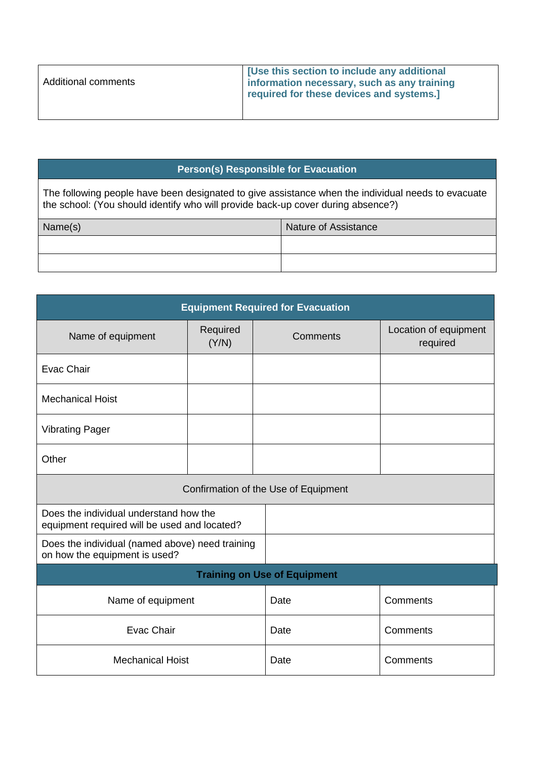| Additional comments | **[Use this section to include any additional information necessary, such as any training required for these devices and systems.]** |
| --- | --- |

| **Person(s) Responsible for Evacuation** | |
| --- | --- |
| The following people have been designated to give assistance when the individual needs to evacuate the school: (You should identify who will provide back-up cover during absence?) | |
| Name(s) | Nature of Assistance |
| | |
| | |

| **Equipment Required for Evacuation** | | | |
| --- | --- | --- | --- |
| Name of equipment | Required (Y/N) | Comments | Location of equipment required |
| Evac Chair | | | |
| Mechanical Hoist | | | |
| Vibrating Pager | | | |
| Other | | | |
| Confirmation of the Use of Equipment | | | |
| Does the individual understand how the equipment required will be used and located? | | | |
| Does the individual (named above) need training on how the equipment is used? | | | |

| **Training on Use of Equipment** | | |
| --- | --- | --- |
| Name of equipment | Date | Comments |
| Evac Chair | Date | Comments |
| Mechanical Hoist | Date | Comments |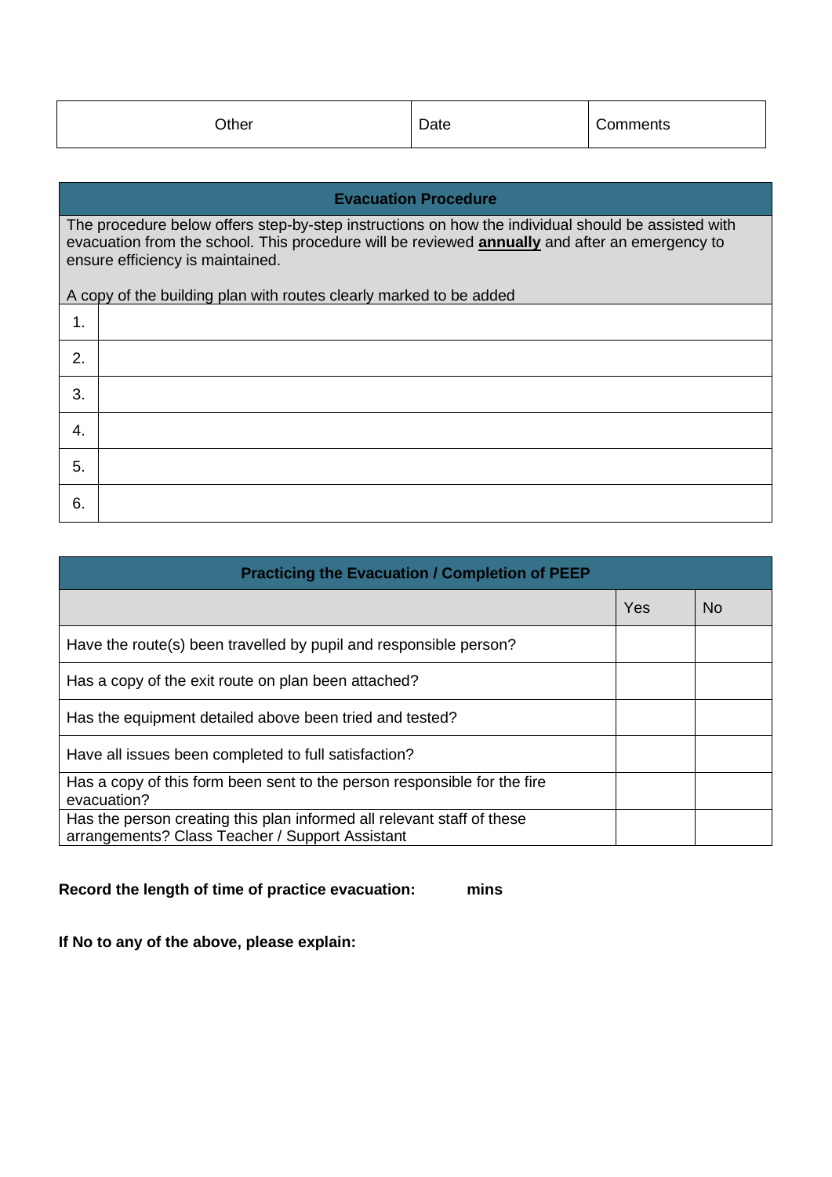| Other | Date | Comments |
|---|---|---|

| Evacuation Procedure | |
|---|---|
| The procedure below offers step-by-step instructions on how the individual should be assisted with evacuation from the school. This procedure will be reviewed **annually** and after an emergency to ensure efficiency is maintained.<br><br>A copy of the building plan with routes clearly marked to be added | |
| 1. | |
| 2. | |
| 3. | |
| 4. | |
| 5. | |
| 6. | |

| Practicing the Evacuation / Completion of PEEP | | |
|---|---|---|
| | Yes | No |
| Have the route(s) been travelled by pupil and responsible person? | | |
| Has a copy of the exit route on plan been attached? | | |
| Has the equipment detailed above been tried and tested? | | |
| Have all issues been completed to full satisfaction? | | |
| Has a copy of this form been sent to the person responsible for the fire evacuation? | | |
| Has the person creating this plan informed all relevant staff of these arrangements? Class Teacher / Support Assistant | | |

**Record the length of time of practice evacuation: mins**

**If No to any of the above, please explain:**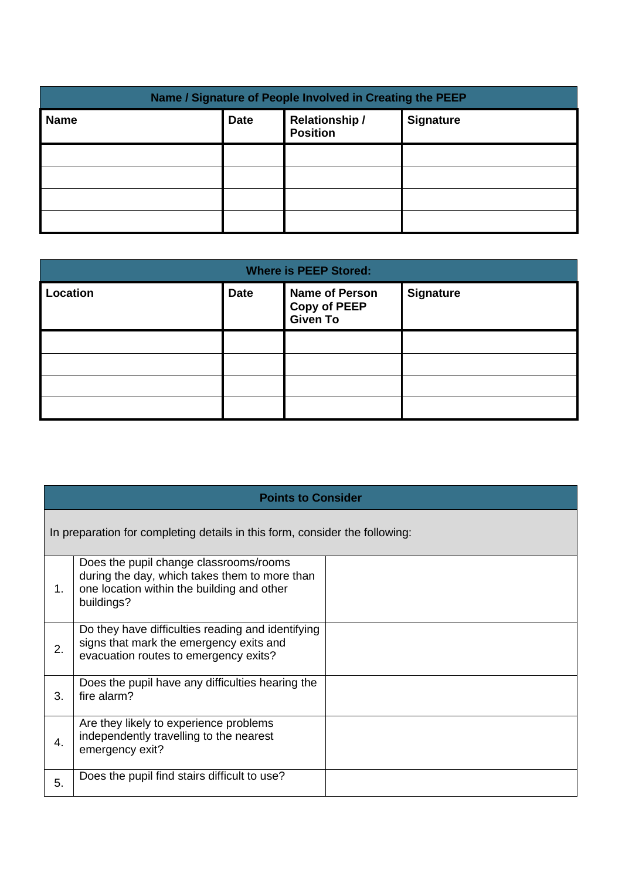| Name / Signature of People Involved in Creating the PEEP | | | |
|---|---|---|---|
| **Name** | **Date** | **Relationship / Position** | **Signature** |
| | | | |
| | | | |
| | | | |
| | | | |

| Where is PEEP Stored: | | | |
|---|---|---|---|
| **Location** | **Date** | **Name of Person Copy of PEEP Given To** | **Signature** |
| | | | |
| | | | |
| | | | |
| | | | |

| Points to Consider | | |
|---|---|---|
| In preparation for completing details in this form, consider the following: | | |
| 1. | Does the pupil change classrooms/rooms during the day, which takes them to more than one location within the building and other buildings? | |
| 2. | Do they have difficulties reading and identifying signs that mark the emergency exits and evacuation routes to emergency exits? | |
| 3. | Does the pupil have any difficulties hearing the fire alarm? | |
| 4. | Are they likely to experience problems independently travelling to the nearest emergency exit? | |
| 5. | Does the pupil find stairs difficult to use? | |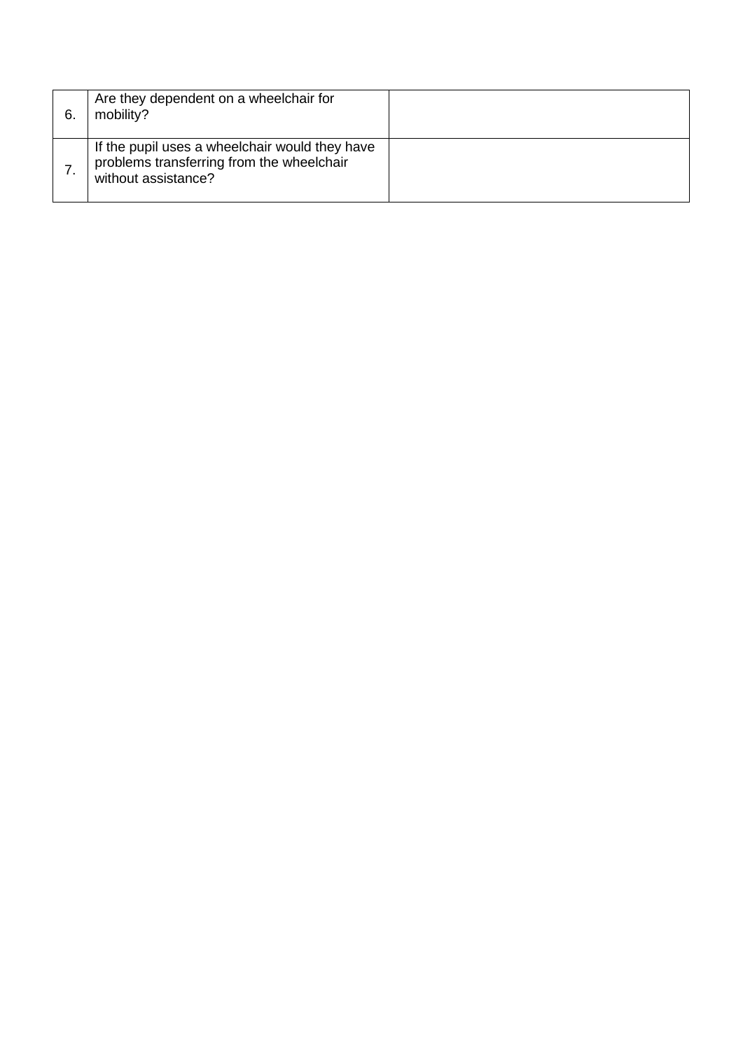| | | |
|---|---|---|
| 6. | Are they dependent on a wheelchair for mobility? | |
| 7. | If the pupil uses a wheelchair would they have problems transferring from the wheelchair without assistance? | |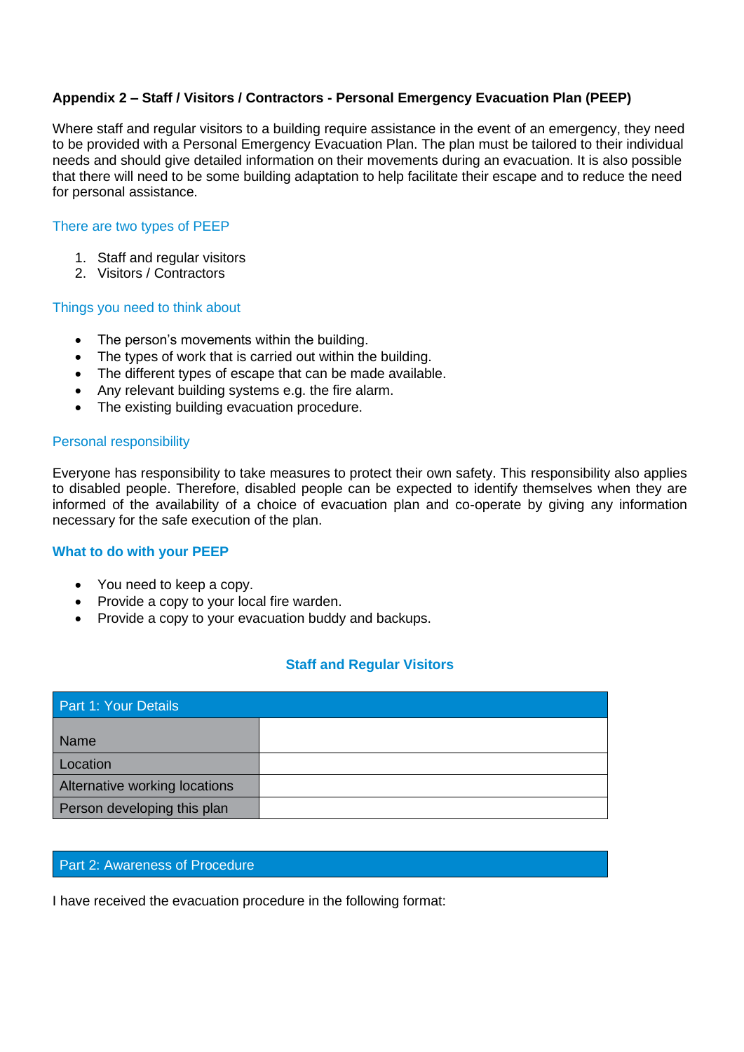**Appendix 2 – Staff / Visitors / Contractors - Personal Emergency Evacuation Plan (PEEP)**

Where staff and regular visitors to a building require assistance in the event of an emergency, they need to be provided with a Personal Emergency Evacuation Plan. The plan must be tailored to their individual needs and should give detailed information on their movements during an evacuation. It is also possible that there will need to be some building adaptation to help facilitate their escape and to reduce the need for personal assistance.

### There are two types of PEEP

1. Staff and regular visitors
2. Visitors / Contractors

### Things you need to think about

- The person's movements within the building.
- The types of work that is carried out within the building.
- The different types of escape that can be made available.
- Any relevant building systems e.g. the fire alarm.
- The existing building evacuation procedure.

### Personal responsibility

Everyone has responsibility to take measures to protect their own safety. This responsibility also applies to disabled people. Therefore, disabled people can be expected to identify themselves when they are informed of the availability of a choice of evacuation plan and co-operate by giving any information necessary for the safe execution of the plan.

### **What to do with your PEEP**

- You need to keep a copy.
- Provide a copy to your local fire warden.
- Provide a copy to your evacuation buddy and backups.

## **Staff and Regular Visitors**

| Part 1: Your Details | |
|---|---|
| Name | |
| Location | |
| Alternative working locations | |
| Person developing this plan | |

| Part 2: Awareness of Procedure |
|---|

I have received the evacuation procedure in the following format: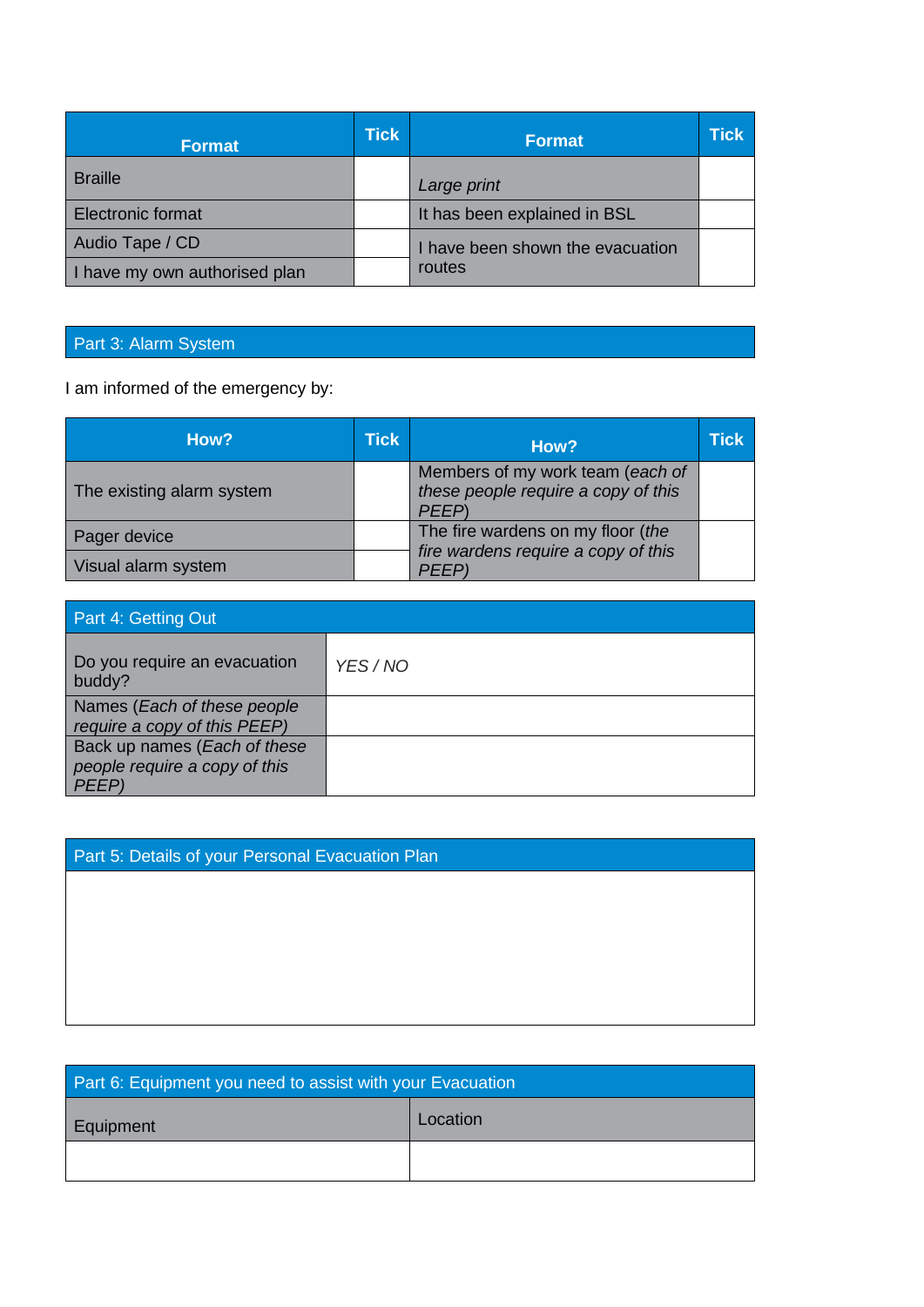| Format | Tick | Format | Tick |
|---|---|---|---|
| Braille | | *Large print* | |
| Electronic format | | It has been explained in BSL | |
| Audio Tape / CD | | I have been shown the evacuation routes | |
| I have my own authorised plan | | | |

## Part 3: Alarm System

I am informed of the emergency by:

| How? | Tick | How? | Tick |
|---|---|---|---|
| The existing alarm system | | Members of my work team (*each of these people require a copy of this PEEP*) | |
| Pager device | | The fire wardens on my floor (*the fire wardens require a copy of this PEEP)* | |
| Visual alarm system | | | |

## Part 4: Getting Out

| | |
|---|---|
| Do you require an evacuation buddy? | *YES / NO* |
| Names (*Each of these people require a copy of this PEEP)* | |
| Back up names (*Each of these people require a copy of this PEEP)* | |

## Part 5: Details of your Personal Evacuation Plan

## Part 6: Equipment you need to assist with your Evacuation

| Equipment | Location |
|---|---|
| | |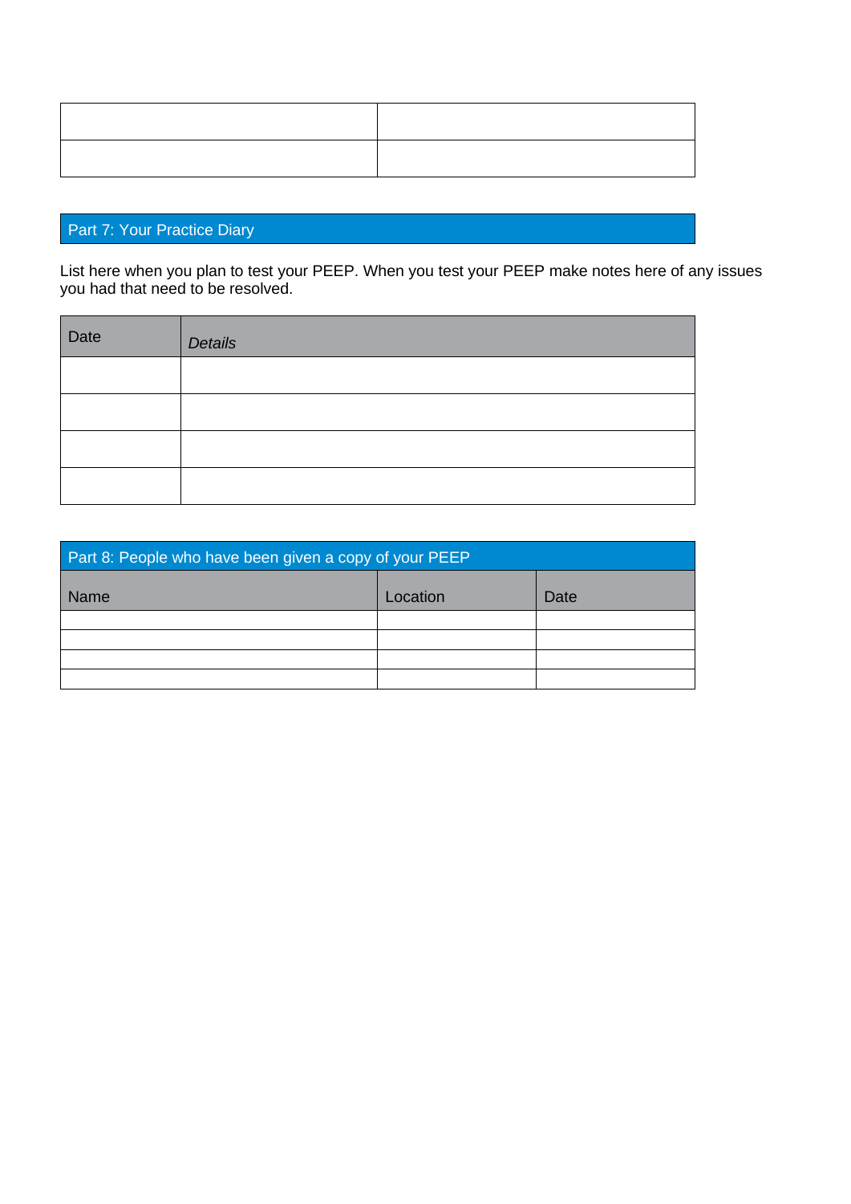| | |
|---|---|
| | |
| | |

## Part 7: Your Practice Diary

List here when you plan to test your PEEP. When you test your PEEP make notes here of any issues you had that need to be resolved.

| Date | *Details* |
|---|---|
| | |
| | |
| | |
| | |

## Part 8: People who have been given a copy of your PEEP

| Name | Location | Date |
|---|---|---|
| | | |
| | | |
| | | |
| | | |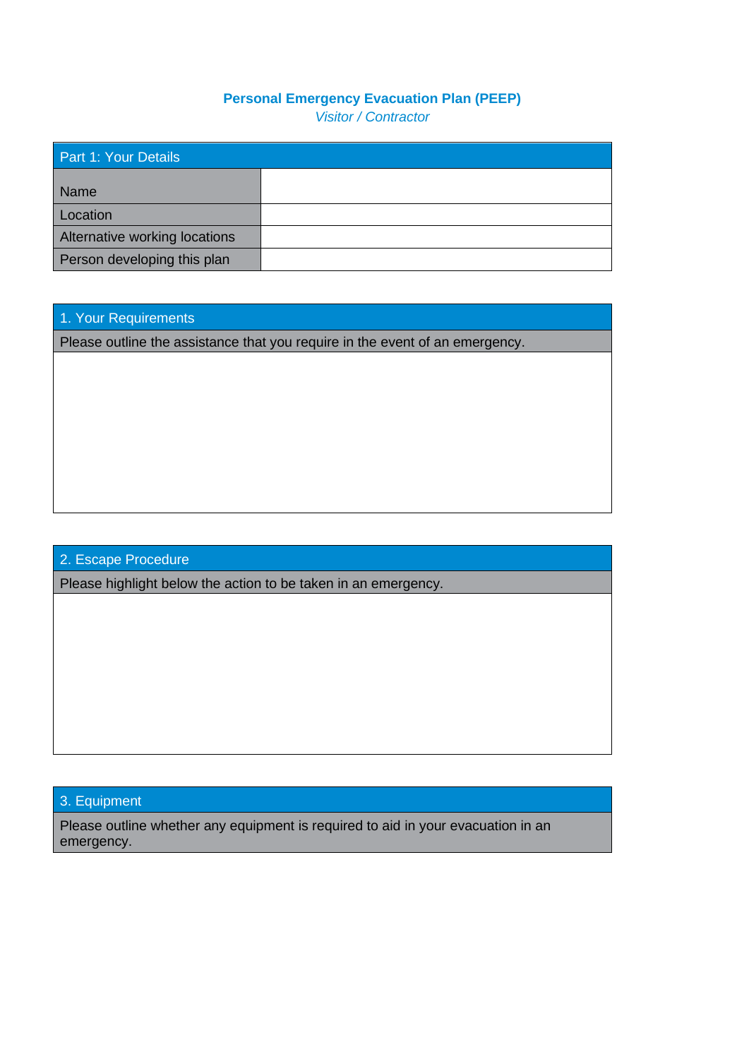# Personal Emergency Evacuation Plan (PEEP)

*Visitor / Contractor*

| Part 1: Your Details | |
|---|---|
| Name | |
| Location | |
| Alternative working locations | |
| Person developing this plan | |

| 1. Your Requirements |
|---|
| Please outline the assistance that you require in the event of an emergency. |
| |

| 2. Escape Procedure |
|---|
| Please highlight below the action to be taken in an emergency. |
| |

| 3. Equipment |
|---|
| Please outline whether any equipment is required to aid in your evacuation in an emergency. |